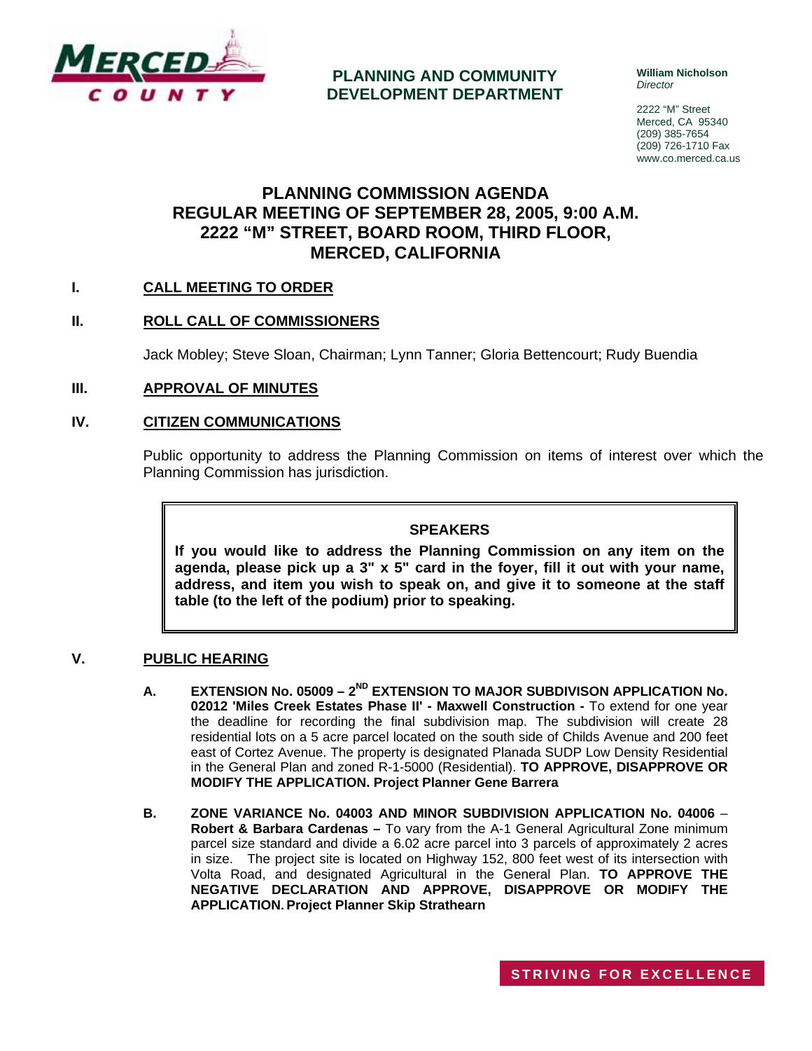MERCED COUNTY

**PLANNING AND COMMUNITY DEVELOPMENT DEPARTMENT**

**William Nicholson**
*Director*

2222 "M" Street
Merced, CA 95340
(209) 385-7654
(209) 726-1710 Fax
www.co.merced.ca.us

# PLANNING COMMISSION AGENDA
# REGULAR MEETING OF SEPTEMBER 28, 2005, 9:00 A.M.
# 2222 "M" STREET, BOARD ROOM, THIRD FLOOR, MERCED, CALIFORNIA

## I. CALL MEETING TO ORDER

## II. ROLL CALL OF COMMISSIONERS

Jack Mobley; Steve Sloan, Chairman; Lynn Tanner; Gloria Bettencourt; Rudy Buendia

## III. APPROVAL OF MINUTES

## IV. CITIZEN COMMUNICATIONS

Public opportunity to address the Planning Commission on items of interest over which the Planning Commission has jurisdiction.

> **SPEAKERS**
>
> **If you would like to address the Planning Commission on any item on the agenda, please pick up a 3" x 5" card in the foyer, fill it out with your name, address, and item you wish to speak on, and give it to someone at the staff table (to the left of the podium) prior to speaking.**

## V. PUBLIC HEARING

**A. EXTENSION No. 05009 – 2ND EXTENSION TO MAJOR SUBDIVISON APPLICATION No. 02012 'Miles Creek Estates Phase II' - Maxwell Construction -** To extend for one year the deadline for recording the final subdivision map. The subdivision will create 28 residential lots on a 5 acre parcel located on the south side of Childs Avenue and 200 feet east of Cortez Avenue. The property is designated Planada SUDP Low Density Residential in the General Plan and zoned R-1-5000 (Residential). **TO APPROVE, DISAPPROVE OR MODIFY THE APPLICATION. Project Planner Gene Barrera**

**B. ZONE VARIANCE No. 04003 AND MINOR SUBDIVISION APPLICATION No. 04006 – Robert & Barbara Cardenas –** To vary from the A-1 General Agricultural Zone minimum parcel size standard and divide a 6.02 acre parcel into 3 parcels of approximately 2 acres in size. The project site is located on Highway 152, 800 feet west of its intersection with Volta Road, and designated Agricultural in the General Plan. **TO APPROVE THE NEGATIVE DECLARATION AND APPROVE, DISAPPROVE OR MODIFY THE APPLICATION. Project Planner Skip Strathearn**

STRIVING FOR EXCELLENCE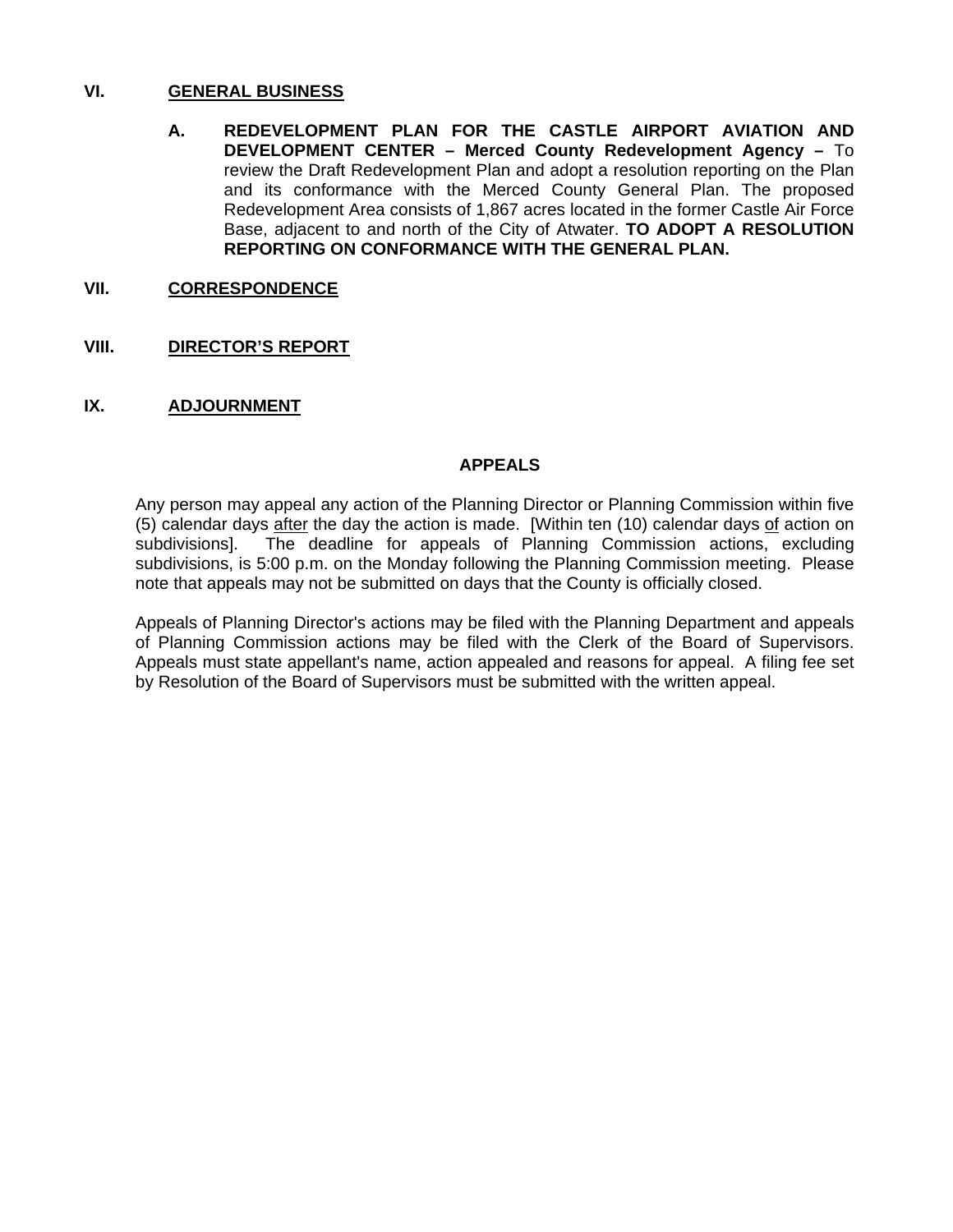## VI. GENERAL BUSINESS

**A. REDEVELOPMENT PLAN FOR THE CASTLE AIRPORT AVIATION AND DEVELOPMENT CENTER – Merced County Redevelopment Agency –** To review the Draft Redevelopment Plan and adopt a resolution reporting on the Plan and its conformance with the Merced County General Plan. The proposed Redevelopment Area consists of 1,867 acres located in the former Castle Air Force Base, adjacent to and north of the City of Atwater. **TO ADOPT A RESOLUTION REPORTING ON CONFORMANCE WITH THE GENERAL PLAN.**

## VII. CORRESPONDENCE

## VIII. DIRECTOR'S REPORT

## IX. ADJOURNMENT

### APPEALS

Any person may appeal any action of the Planning Director or Planning Commission within five (5) calendar days <u>after</u> the day the action is made. [Within ten (10) calendar days <u>of</u> action on subdivisions]. The deadline for appeals of Planning Commission actions, excluding subdivisions, is 5:00 p.m. on the Monday following the Planning Commission meeting. Please note that appeals may not be submitted on days that the County is officially closed.

Appeals of Planning Director's actions may be filed with the Planning Department and appeals of Planning Commission actions may be filed with the Clerk of the Board of Supervisors. Appeals must state appellant's name, action appealed and reasons for appeal. A filing fee set by Resolution of the Board of Supervisors must be submitted with the written appeal.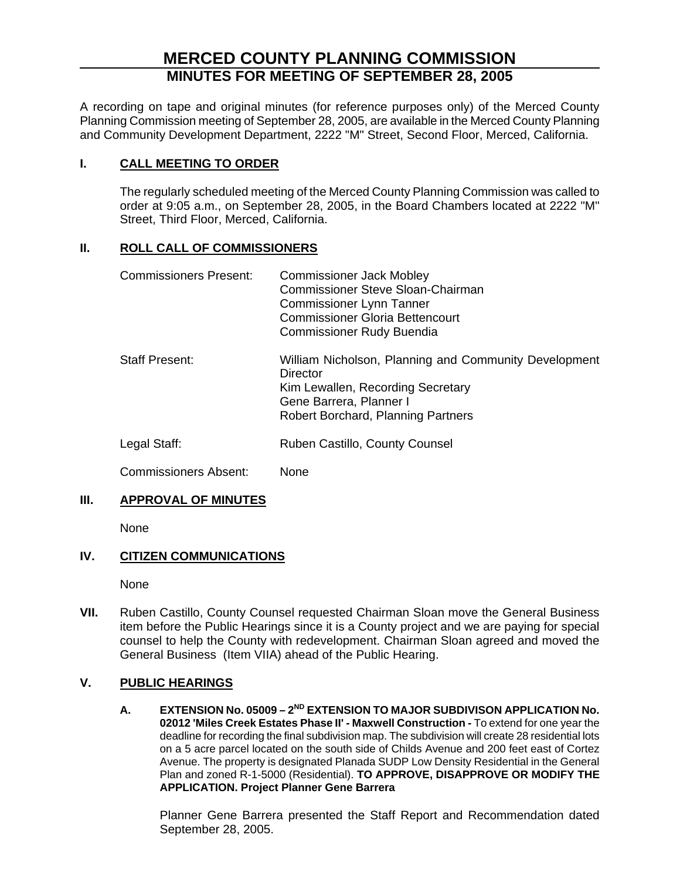# MERCED COUNTY PLANNING COMMISSION

## MINUTES FOR MEETING OF SEPTEMBER 28, 2005

A recording on tape and original minutes (for reference purposes only) of the Merced County Planning Commission meeting of September 28, 2005, are available in the Merced County Planning and Community Development Department, 2222 "M" Street, Second Floor, Merced, California.

### I. CALL MEETING TO ORDER

The regularly scheduled meeting of the Merced County Planning Commission was called to order at 9:05 a.m., on September 28, 2005, in the Board Chambers located at 2222 "M" Street, Third Floor, Merced, California.

### II. ROLL CALL OF COMMISSIONERS

| | |
|---|---|
| Commissioners Present: | Commissioner Jack Mobley<br>Commissioner Steve Sloan-Chairman<br>Commissioner Lynn Tanner<br>Commissioner Gloria Bettencourt<br>Commissioner Rudy Buendia |
| Staff Present: | William Nicholson, Planning and Community Development Director<br>Kim Lewallen, Recording Secretary<br>Gene Barrera, Planner I<br>Robert Borchard, Planning Partners |
| Legal Staff: | Ruben Castillo, County Counsel |
| Commissioners Absent: | None |

### III. APPROVAL OF MINUTES

None

### IV. CITIZEN COMMUNICATIONS

None

**VII.** Ruben Castillo, County Counsel requested Chairman Sloan move the General Business item before the Public Hearings since it is a County project and we are paying for special counsel to help the County with redevelopment. Chairman Sloan agreed and moved the General Business (Item VIIA) ahead of the Public Hearing.

### V. PUBLIC HEARINGS

**A. EXTENSION No. 05009 – 2ND EXTENSION TO MAJOR SUBDIVISON APPLICATION No. 02012 'Miles Creek Estates Phase II' - Maxwell Construction -** To extend for one year the deadline for recording the final subdivision map. The subdivision will create 28 residential lots on a 5 acre parcel located on the south side of Childs Avenue and 200 feet east of Cortez Avenue. The property is designated Planada SUDP Low Density Residential in the General Plan and zoned R-1-5000 (Residential). **TO APPROVE, DISAPPROVE OR MODIFY THE APPLICATION. Project Planner Gene Barrera**

Planner Gene Barrera presented the Staff Report and Recommendation dated September 28, 2005.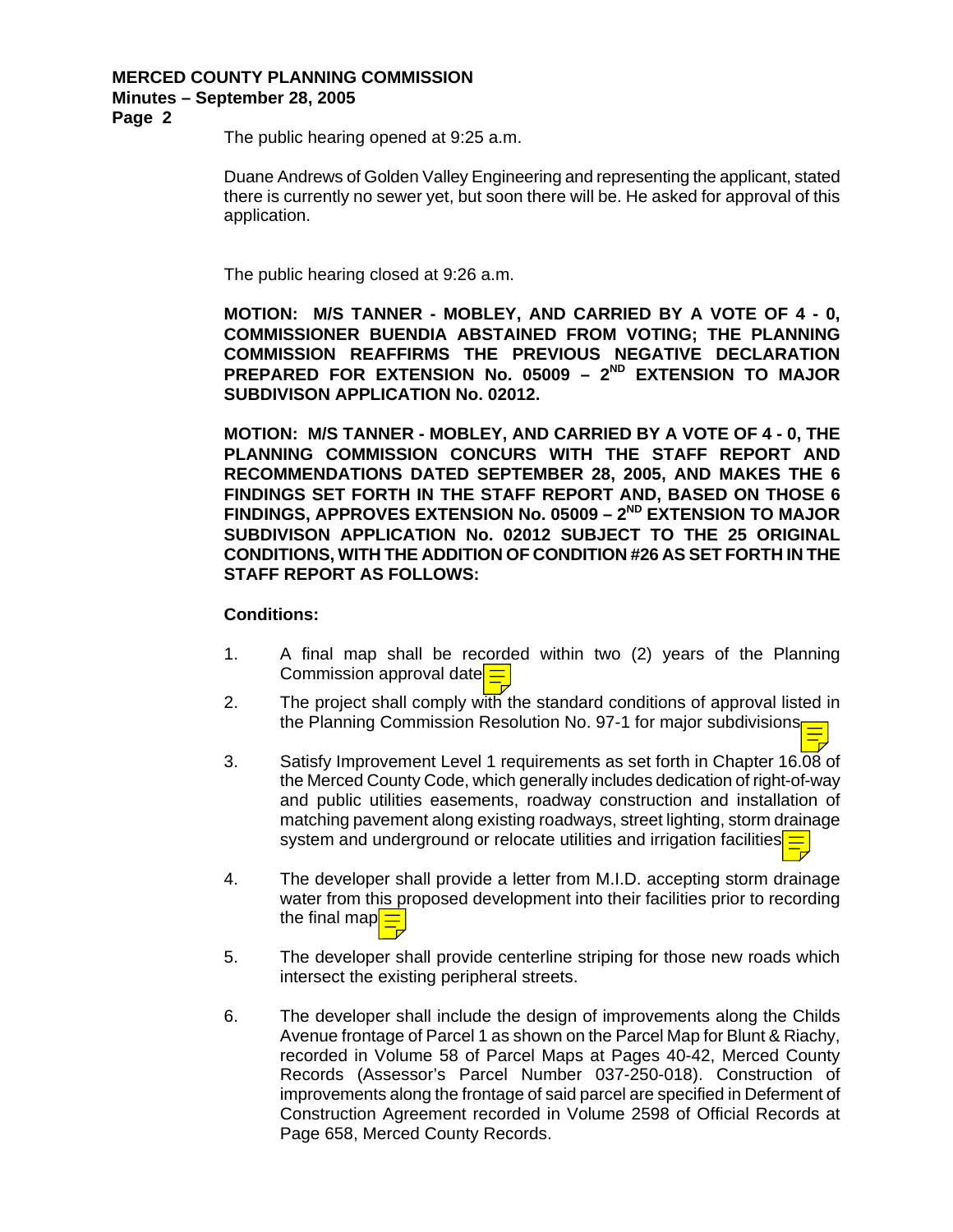The public hearing opened at 9:25 a.m.

Duane Andrews of Golden Valley Engineering and representing the applicant, stated there is currently no sewer yet, but soon there will be. He asked for approval of this application.

The public hearing closed at 9:26 a.m.

**MOTION: M/S TANNER - MOBLEY, AND CARRIED BY A VOTE OF 4 - 0, COMMISSIONER BUENDIA ABSTAINED FROM VOTING; THE PLANNING COMMISSION REAFFIRMS THE PREVIOUS NEGATIVE DECLARATION PREPARED FOR EXTENSION No. 05009 – 2ND EXTENSION TO MAJOR SUBDIVISON APPLICATION No. 02012.**

**MOTION: M/S TANNER - MOBLEY, AND CARRIED BY A VOTE OF 4 - 0, THE PLANNING COMMISSION CONCURS WITH THE STAFF REPORT AND RECOMMENDATIONS DATED SEPTEMBER 28, 2005, AND MAKES THE 6 FINDINGS SET FORTH IN THE STAFF REPORT AND, BASED ON THOSE 6 FINDINGS, APPROVES EXTENSION No. 05009 – 2ND EXTENSION TO MAJOR SUBDIVISON APPLICATION No. 02012 SUBJECT TO THE 25 ORIGINAL CONDITIONS, WITH THE ADDITION OF CONDITION #26 AS SET FORTH IN THE STAFF REPORT AS FOLLOWS:**

**Conditions:**

1. A final map shall be recorded within two (2) years of the Planning Commission approval date

2. The project shall comply with the standard conditions of approval listed in the Planning Commission Resolution No. 97-1 for major subdivisions

3. Satisfy Improvement Level 1 requirements as set forth in Chapter 16.08 of the Merced County Code, which generally includes dedication of right-of-way and public utilities easements, roadway construction and installation of matching pavement along existing roadways, street lighting, storm drainage system and underground or relocate utilities and irrigation facilities

4. The developer shall provide a letter from M.I.D. accepting storm drainage water from this proposed development into their facilities prior to recording the final map

5. The developer shall provide centerline striping for those new roads which intersect the existing peripheral streets.

6. The developer shall include the design of improvements along the Childs Avenue frontage of Parcel 1 as shown on the Parcel Map for Blunt & Riachy, recorded in Volume 58 of Parcel Maps at Pages 40-42, Merced County Records (Assessor's Parcel Number 037-250-018). Construction of improvements along the frontage of said parcel are specified in Deferment of Construction Agreement recorded in Volume 2598 of Official Records at Page 658, Merced County Records.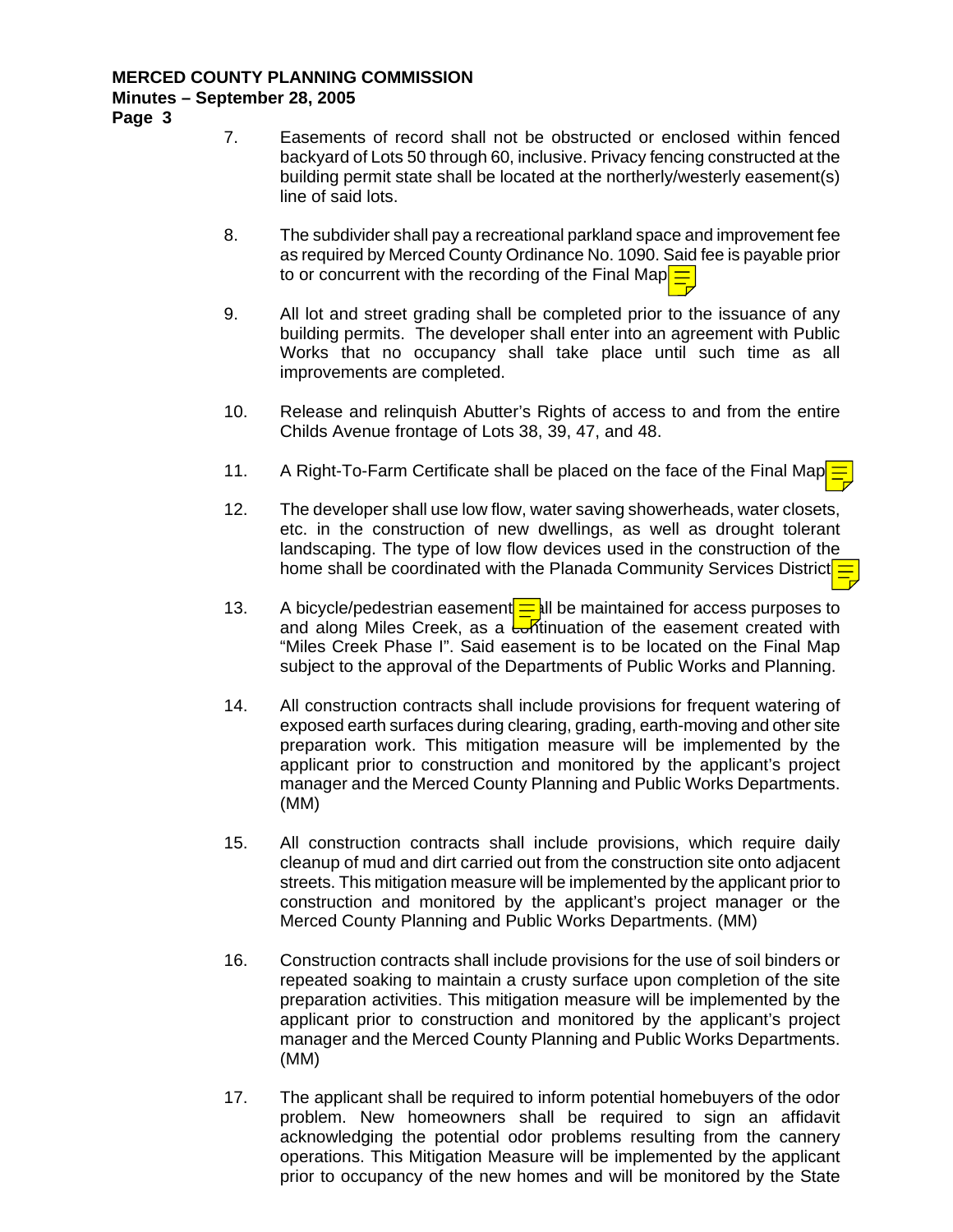7. Easements of record shall not be obstructed or enclosed within fenced backyard of Lots 50 through 60, inclusive. Privacy fencing constructed at the building permit state shall be located at the northerly/westerly easement(s) line of said lots.

8. The subdivider shall pay a recreational parkland space and improvement fee as required by Merced County Ordinance No. 1090. Said fee is payable prior to or concurrent with the recording of the Final Map

9. All lot and street grading shall be completed prior to the issuance of any building permits. The developer shall enter into an agreement with Public Works that no occupancy shall take place until such time as all improvements are completed.

10. Release and relinquish Abutter's Rights of access to and from the entire Childs Avenue frontage of Lots 38, 39, 47, and 48.

11. A Right-To-Farm Certificate shall be placed on the face of the Final Map

12. The developer shall use low flow, water saving showerheads, water closets, etc. in the construction of new dwellings, as well as drought tolerant landscaping. The type of low flow devices used in the construction of the home shall be coordinated with the Planada Community Services District

13. A bicycle/pedestrian easement shall be maintained for access purposes to and along Miles Creek, as a continuation of the easement created with "Miles Creek Phase I". Said easement is to be located on the Final Map subject to the approval of the Departments of Public Works and Planning.

14. All construction contracts shall include provisions for frequent watering of exposed earth surfaces during clearing, grading, earth-moving and other site preparation work. This mitigation measure will be implemented by the applicant prior to construction and monitored by the applicant's project manager and the Merced County Planning and Public Works Departments. (MM)

15. All construction contracts shall include provisions, which require daily cleanup of mud and dirt carried out from the construction site onto adjacent streets. This mitigation measure will be implemented by the applicant prior to construction and monitored by the applicant's project manager or the Merced County Planning and Public Works Departments. (MM)

16. Construction contracts shall include provisions for the use of soil binders or repeated soaking to maintain a crusty surface upon completion of the site preparation activities. This mitigation measure will be implemented by the applicant prior to construction and monitored by the applicant's project manager and the Merced County Planning and Public Works Departments. (MM)

17. The applicant shall be required to inform potential homebuyers of the odor problem. New homeowners shall be required to sign an affidavit acknowledging the potential odor problems resulting from the cannery operations. This Mitigation Measure will be implemented by the applicant prior to occupancy of the new homes and will be monitored by the State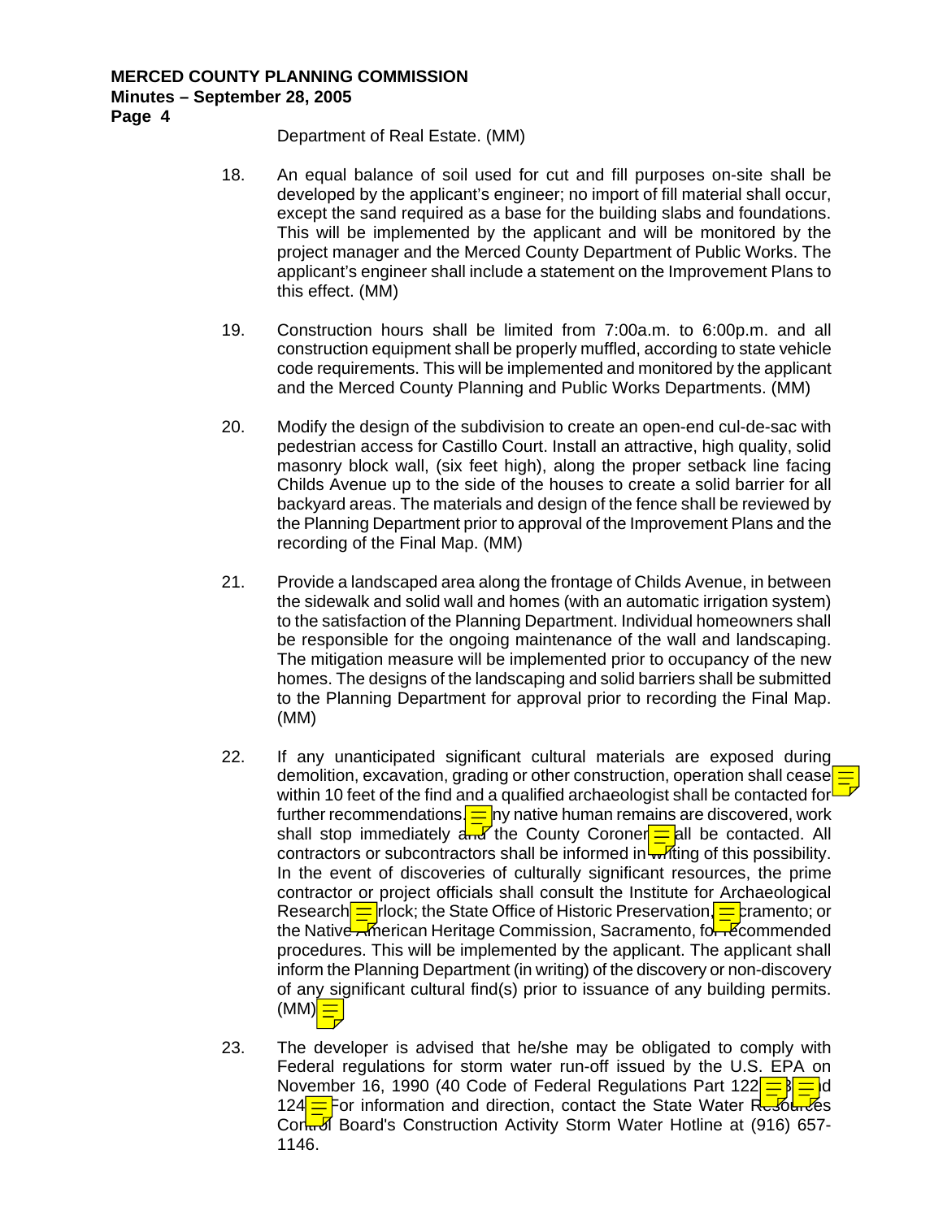Department of Real Estate. (MM)

18. An equal balance of soil used for cut and fill purposes on-site shall be developed by the applicant's engineer; no import of fill material shall occur, except the sand required as a base for the building slabs and foundations. This will be implemented by the applicant and will be monitored by the project manager and the Merced County Department of Public Works. The applicant's engineer shall include a statement on the Improvement Plans to this effect. (MM)

19. Construction hours shall be limited from 7:00a.m. to 6:00p.m. and all construction equipment shall be properly muffled, according to state vehicle code requirements. This will be implemented and monitored by the applicant and the Merced County Planning and Public Works Departments. (MM)

20. Modify the design of the subdivision to create an open-end cul-de-sac with pedestrian access for Castillo Court. Install an attractive, high quality, solid masonry block wall, (six feet high), along the proper setback line facing Childs Avenue up to the side of the houses to create a solid barrier for all backyard areas. The materials and design of the fence shall be reviewed by the Planning Department prior to approval of the Improvement Plans and the recording of the Final Map. (MM)

21. Provide a landscaped area along the frontage of Childs Avenue, in between the sidewalk and solid wall and homes (with an automatic irrigation system) to the satisfaction of the Planning Department. Individual homeowners shall be responsible for the ongoing maintenance of the wall and landscaping. The mitigation measure will be implemented prior to occupancy of the new homes. The designs of the landscaping and solid barriers shall be submitted to the Planning Department for approval prior to recording the Final Map. (MM)

22. If any unanticipated significant cultural materials are exposed during demolition, excavation, grading or other construction, operation shall cease within 10 feet of the find and a qualified archaeologist shall be contacted for further recommendations. Any native human remains are discovered, work shall stop immediately and the County Coroner shall be contacted. All contractors or subcontractors shall be informed in writing of this possibility. In the event of discoveries of culturally significant resources, the prime contractor or project officials shall consult the Institute for Archaeological Research, Turlock; the State Office of Historic Preservation, Sacramento; or the Native American Heritage Commission, Sacramento, for recommended procedures. This will be implemented by the applicant. The applicant shall inform the Planning Department (in writing) of the discovery or non-discovery of any significant cultural find(s) prior to issuance of any building permits. (MM)

23. The developer is advised that he/she may be obligated to comply with Federal regulations for storm water run-off issued by the U.S. EPA on November 16, 1990 (40 Code of Federal Regulations Part 122, 123, and 124). For information and direction, contact the State Water Resources Control Board's Construction Activity Storm Water Hotline at (916) 657-1146.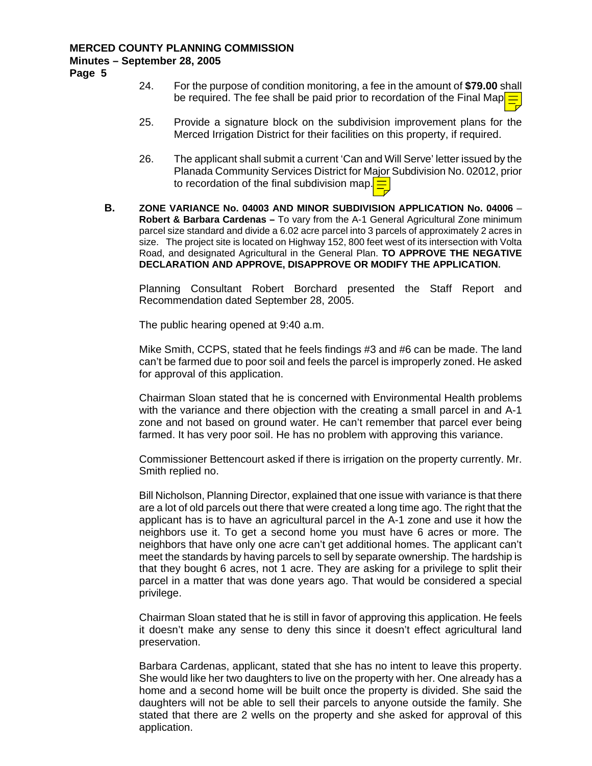24. For the purpose of condition monitoring, a fee in the amount of **$79.00** shall be required. The fee shall be paid prior to recordation of the Final Map

25. Provide a signature block on the subdivision improvement plans for the Merced Irrigation District for their facilities on this property, if required.

26. The applicant shall submit a current 'Can and Will Serve' letter issued by the Planada Community Services District for Major Subdivision No. 02012, prior to recordation of the final subdivision map.

**B. ZONE VARIANCE No. 04003 AND MINOR SUBDIVISION APPLICATION No. 04006 – Robert & Barbara Cardenas –** To vary from the A-1 General Agricultural Zone minimum parcel size standard and divide a 6.02 acre parcel into 3 parcels of approximately 2 acres in size. The project site is located on Highway 152, 800 feet west of its intersection with Volta Road, and designated Agricultural in the General Plan. **TO APPROVE THE NEGATIVE DECLARATION AND APPROVE, DISAPPROVE OR MODIFY THE APPLICATION.**

Planning Consultant Robert Borchard presented the Staff Report and Recommendation dated September 28, 2005.

The public hearing opened at 9:40 a.m.

Mike Smith, CCPS, stated that he feels findings #3 and #6 can be made. The land can't be farmed due to poor soil and feels the parcel is improperly zoned. He asked for approval of this application.

Chairman Sloan stated that he is concerned with Environmental Health problems with the variance and there objection with the creating a small parcel in and A-1 zone and not based on ground water. He can't remember that parcel ever being farmed. It has very poor soil. He has no problem with approving this variance.

Commissioner Bettencourt asked if there is irrigation on the property currently. Mr. Smith replied no.

Bill Nicholson, Planning Director, explained that one issue with variance is that there are a lot of old parcels out there that were created a long time ago. The right that the applicant has is to have an agricultural parcel in the A-1 zone and use it how the neighbors use it. To get a second home you must have 6 acres or more. The neighbors that have only one acre can't get additional homes. The applicant can't meet the standards by having parcels to sell by separate ownership. The hardship is that they bought 6 acres, not 1 acre. They are asking for a privilege to split their parcel in a matter that was done years ago. That would be considered a special privilege.

Chairman Sloan stated that he is still in favor of approving this application. He feels it doesn't make any sense to deny this since it doesn't effect agricultural land preservation.

Barbara Cardenas, applicant, stated that she has no intent to leave this property. She would like her two daughters to live on the property with her. One already has a home and a second home will be built once the property is divided. She said the daughters will not be able to sell their parcels to anyone outside the family. She stated that there are 2 wells on the property and she asked for approval of this application.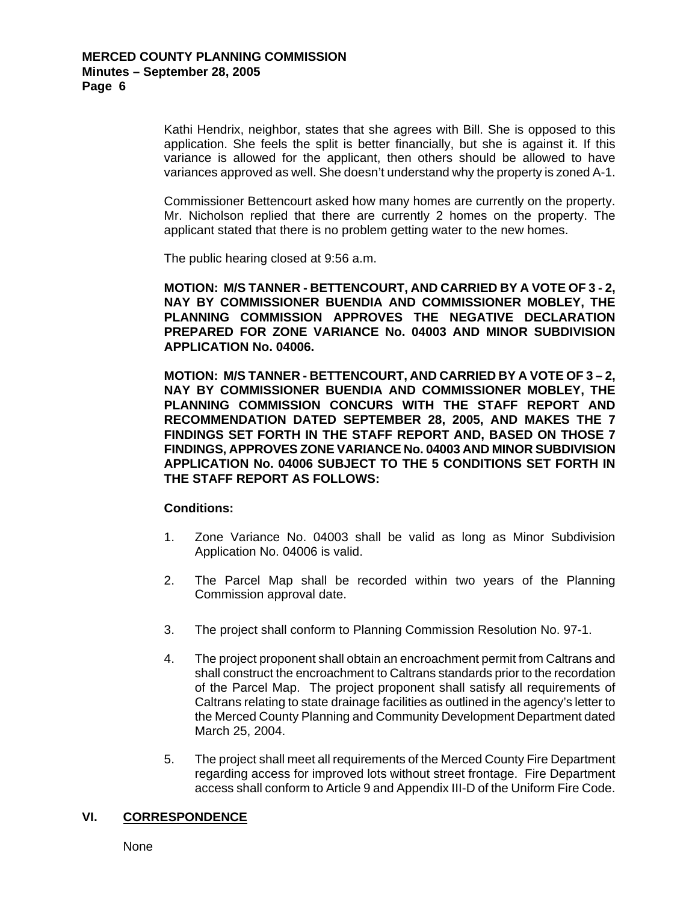Kathi Hendrix, neighbor, states that she agrees with Bill. She is opposed to this application. She feels the split is better financially, but she is against it. If this variance is allowed for the applicant, then others should be allowed to have variances approved as well. She doesn't understand why the property is zoned A-1.

Commissioner Bettencourt asked how many homes are currently on the property. Mr. Nicholson replied that there are currently 2 homes on the property. The applicant stated that there is no problem getting water to the new homes.

The public hearing closed at 9:56 a.m.

**MOTION: M/S TANNER - BETTENCOURT, AND CARRIED BY A VOTE OF 3 - 2, NAY BY COMMISSIONER BUENDIA AND COMMISSIONER MOBLEY, THE PLANNING COMMISSION APPROVES THE NEGATIVE DECLARATION PREPARED FOR ZONE VARIANCE No. 04003 AND MINOR SUBDIVISION APPLICATION No. 04006.**

**MOTION: M/S TANNER - BETTENCOURT, AND CARRIED BY A VOTE OF 3 – 2, NAY BY COMMISSIONER BUENDIA AND COMMISSIONER MOBLEY, THE PLANNING COMMISSION CONCURS WITH THE STAFF REPORT AND RECOMMENDATION DATED SEPTEMBER 28, 2005, AND MAKES THE 7 FINDINGS SET FORTH IN THE STAFF REPORT AND, BASED ON THOSE 7 FINDINGS, APPROVES ZONE VARIANCE No. 04003 AND MINOR SUBDIVISION APPLICATION No. 04006 SUBJECT TO THE 5 CONDITIONS SET FORTH IN THE STAFF REPORT AS FOLLOWS:**

**Conditions:**

1. Zone Variance No. 04003 shall be valid as long as Minor Subdivision Application No. 04006 is valid.

2. The Parcel Map shall be recorded within two years of the Planning Commission approval date.

3. The project shall conform to Planning Commission Resolution No. 97-1.

4. The project proponent shall obtain an encroachment permit from Caltrans and shall construct the encroachment to Caltrans standards prior to the recordation of the Parcel Map. The project proponent shall satisfy all requirements of Caltrans relating to state drainage facilities as outlined in the agency's letter to the Merced County Planning and Community Development Department dated March 25, 2004.

5. The project shall meet all requirements of the Merced County Fire Department regarding access for improved lots without street frontage. Fire Department access shall conform to Article 9 and Appendix III-D of the Uniform Fire Code.

## VI. CORRESPONDENCE

None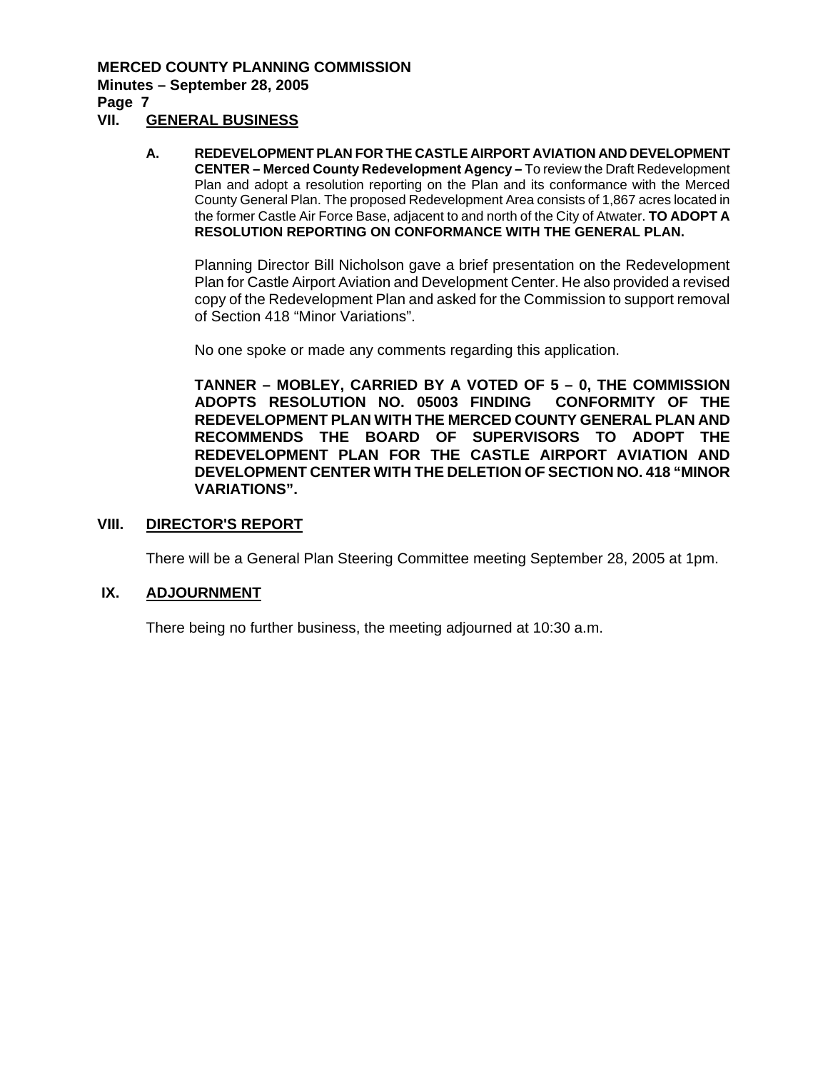## VII. GENERAL BUSINESS

**A. REDEVELOPMENT PLAN FOR THE CASTLE AIRPORT AVIATION AND DEVELOPMENT CENTER – Merced County Redevelopment Agency –** To review the Draft Redevelopment Plan and adopt a resolution reporting on the Plan and its conformance with the Merced County General Plan. The proposed Redevelopment Area consists of 1,867 acres located in the former Castle Air Force Base, adjacent to and north of the City of Atwater. **TO ADOPT A RESOLUTION REPORTING ON CONFORMANCE WITH THE GENERAL PLAN.**

Planning Director Bill Nicholson gave a brief presentation on the Redevelopment Plan for Castle Airport Aviation and Development Center. He also provided a revised copy of the Redevelopment Plan and asked for the Commission to support removal of Section 418 "Minor Variations".

No one spoke or made any comments regarding this application.

**TANNER – MOBLEY, CARRIED BY A VOTED OF 5 – 0, THE COMMISSION ADOPTS RESOLUTION NO. 05003 FINDING CONFORMITY OF THE REDEVELOPMENT PLAN WITH THE MERCED COUNTY GENERAL PLAN AND RECOMMENDS THE BOARD OF SUPERVISORS TO ADOPT THE REDEVELOPMENT PLAN FOR THE CASTLE AIRPORT AVIATION AND DEVELOPMENT CENTER WITH THE DELETION OF SECTION NO. 418 "MINOR VARIATIONS".**

## VIII. DIRECTOR'S REPORT

There will be a General Plan Steering Committee meeting September 28, 2005 at 1pm.

## IX. ADJOURNMENT

There being no further business, the meeting adjourned at 10:30 a.m.